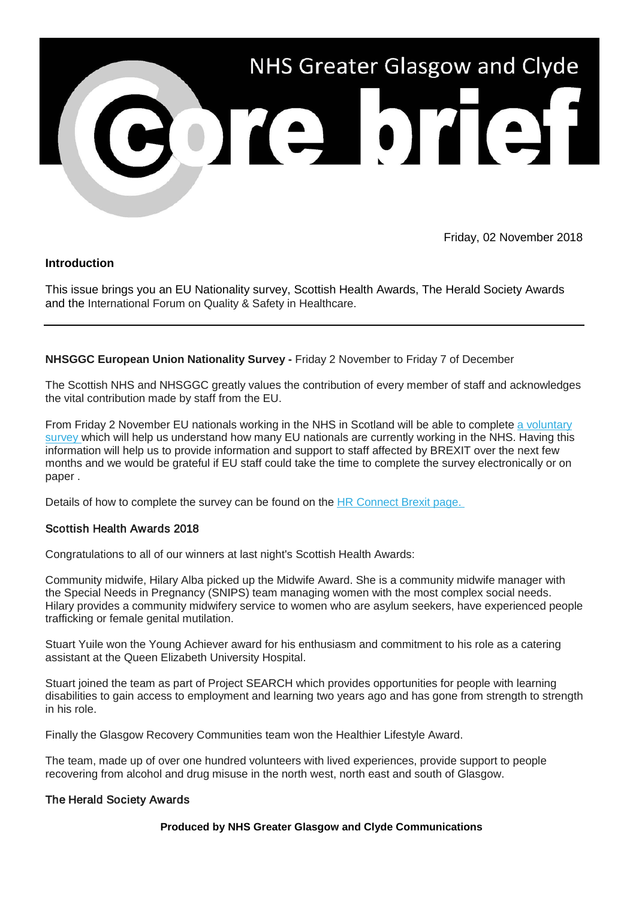# NHS Greater Glasgow and Clyde Core brief

Friday, 02 November 2018

**Introduction**

This issue brings you an EU Nationality survey, Scottish Health Awards, The Herald Society Awards and the International Forum on Quality & Safety in Healthcare.

---

**NHSGGC European Union Nationality Survey -** Friday 2 November to Friday 7 of December

The Scottish NHS and NHSGGC greatly values the contribution of every member of staff and acknowledges the vital contribution made by staff from the EU.

From Friday 2 November EU nationals working in the NHS in Scotland will be able to complete a voluntary survey which will help us understand how many EU nationals are currently working in the NHS. Having this information will help us to provide information and support to staff affected by BREXIT over the next few months and we would be grateful if EU staff could take the time to complete the survey electronically or on paper .

Details of how to complete the survey can be found on the HR Connect Brexit page.

## Scottish Health Awards 2018

Congratulations to all of our winners at last night's Scottish Health Awards:

Community midwife, Hilary Alba picked up the Midwife Award. She is a community midwife manager with the Special Needs in Pregnancy (SNIPS) team managing women with the most complex social needs. Hilary provides a community midwifery service to women who are asylum seekers, have experienced people trafficking or female genital mutilation.

Stuart Yuile won the Young Achiever award for his enthusiasm and commitment to his role as a catering assistant at the Queen Elizabeth University Hospital.

Stuart joined the team as part of Project SEARCH which provides opportunities for people with learning disabilities to gain access to employment and learning two years ago and has gone from strength to strength in his role.

Finally the Glasgow Recovery Communities team won the Healthier Lifestyle Award.

The team, made up of over one hundred volunteers with lived experiences, provide support to people recovering from alcohol and drug misuse in the north west, north east and south of Glasgow.

## The Herald Society Awards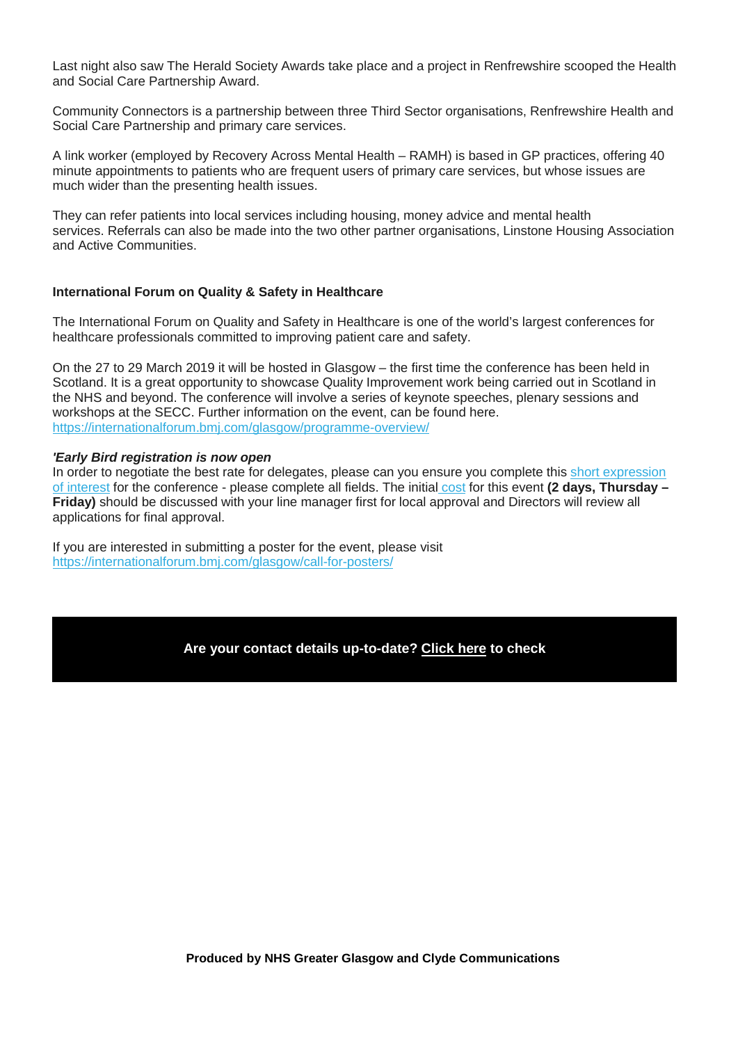Last night also saw The Herald Society Awards take place and a project in Renfrewshire scooped the Health and Social Care Partnership Award.

Community Connectors is a partnership between three Third Sector organisations, Renfrewshire Health and Social Care Partnership and primary care services.

A link worker (employed by Recovery Across Mental Health – RAMH) is based in GP practices, offering 40 minute appointments to patients who are frequent users of primary care services, but whose issues are much wider than the presenting health issues.

They can refer patients into local services including housing, money advice and mental health services. Referrals can also be made into the two other partner organisations, Linstone Housing Association and Active Communities.

**International Forum on Quality & Safety in Healthcare**

The International Forum on Quality and Safety in Healthcare is one of the world's largest conferences for healthcare professionals committed to improving patient care and safety.

On the 27 to 29 March 2019 it will be hosted in Glasgow – the first time the conference has been held in Scotland. It is a great opportunity to showcase Quality Improvement work being carried out in Scotland in the NHS and beyond. The conference will involve a series of keynote speeches, plenary sessions and workshops at the SECC. Further information on the event, can be found here. https://internationalforum.bmj.com/glasgow/programme-overview/

***'Early Bird registration is now open***
In order to negotiate the best rate for delegates, please can you ensure you complete this short expression of interest for the conference - please complete all fields. The initial cost for this event **(2 days, Thursday – Friday)** should be discussed with your line manager first for local approval and Directors will review all applications for final approval.

If you are interested in submitting a poster for the event, please visit https://internationalforum.bmj.com/glasgow/call-for-posters/

**Are your contact details up-to-date? Click here to check**

**Produced by NHS Greater Glasgow and Clyde Communications**